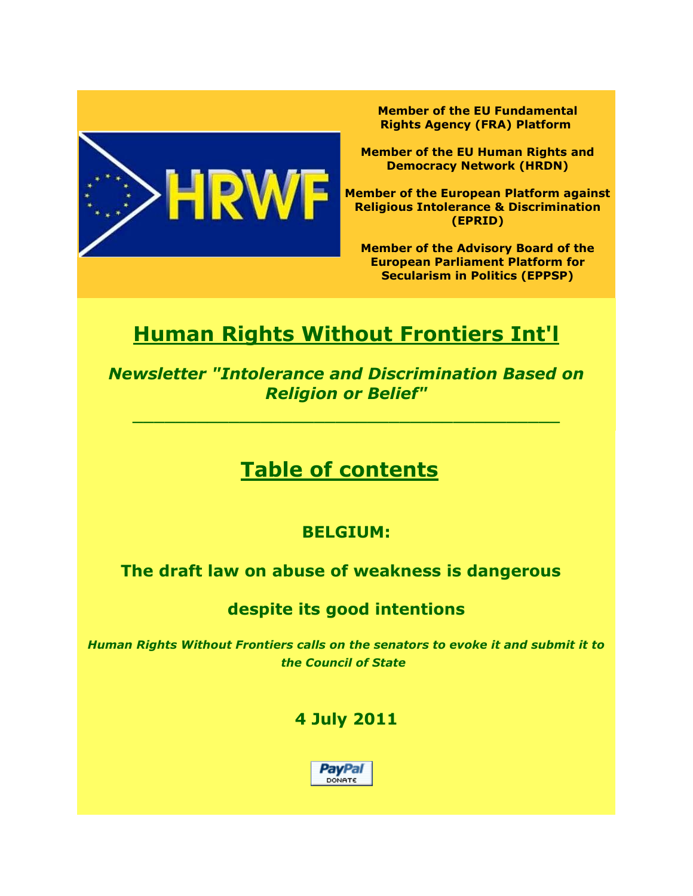**Member of the EU Fundamental Rights Agency (FRA) Platform**

**Member of the EU Human Rights and Democracy Network (HRDN)**

**Member of the European Platform against Religious Intolerance & Discrimination (EPRID)**

**Member of the Advisory Board of the European Parliament Platform for Secularism in Politics (EPPSP)**

# Human Rights Without Frontiers Int'l

***Newsletter "Intolerance and Discrimination Based on Religion or Belief"***

---

# Table of contents

## BELGIUM:

## The draft law on abuse of weakness is dangerous despite its good intentions

***Human Rights Without Frontiers calls on the senators to evoke it and submit it to the Council of State***

## 4 July 2011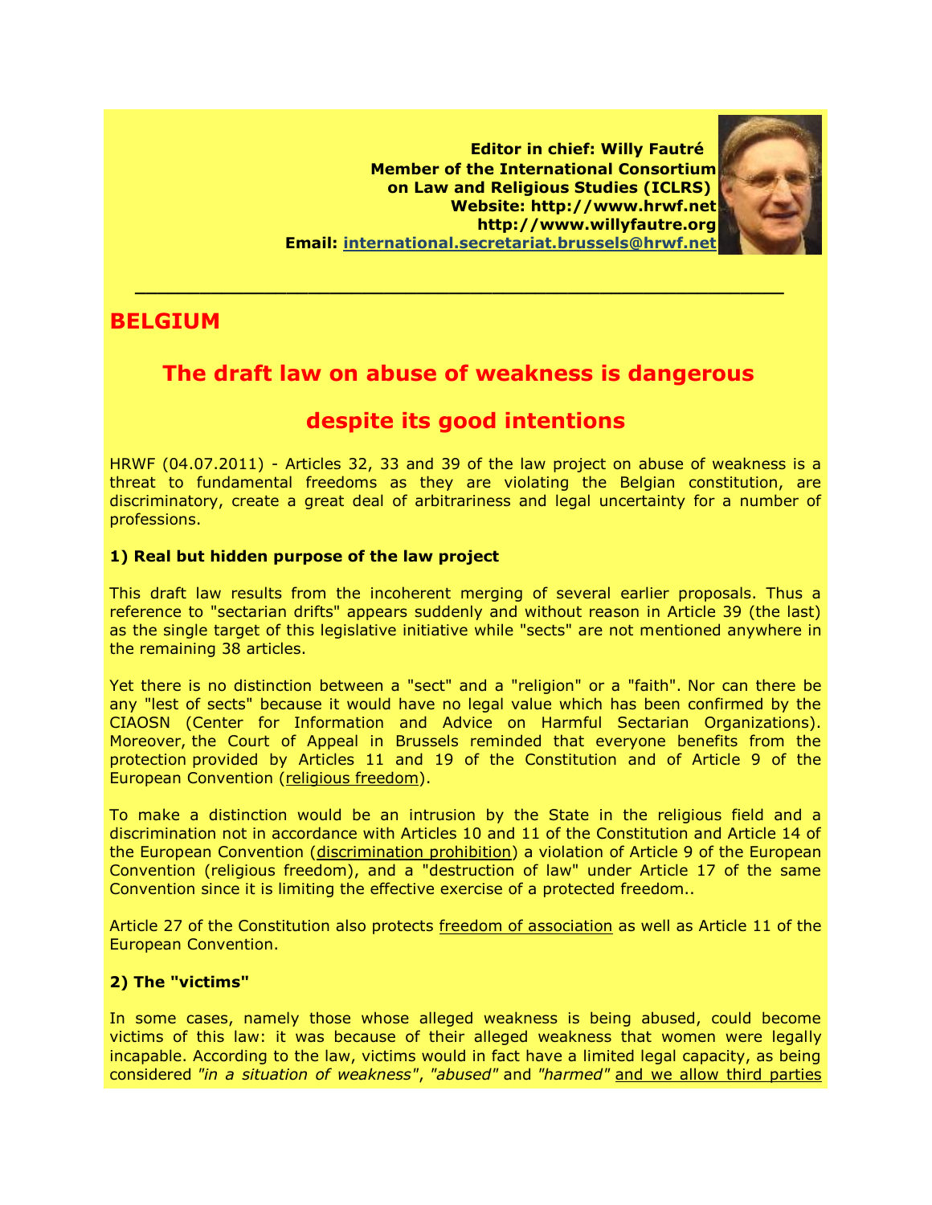**Editor in chief: Willy Fautré**
**Member of the International Consortium on Law and Religious Studies (ICLRS)**
**Website: http://www.hrwf.net**
**http://www.willyfautre.org**
**Email: [international.secretariat.brussels@hrwf.net](mailto:international.secretariat.brussels@hrwf.net)**

---

## BELGIUM

# The draft law on abuse of weakness is dangerous despite its good intentions

HRWF (04.07.2011) - Articles 32, 33 and 39 of the law project on abuse of weakness is a threat to fundamental freedoms as they are violating the Belgian constitution, are discriminatory, create a great deal of arbitrariness and legal uncertainty for a number of professions.

**1) Real but hidden purpose of the law project**

This draft law results from the incoherent merging of several earlier proposals. Thus a reference to "sectarian drifts" appears suddenly and without reason in Article 39 (the last) as the single target of this legislative initiative while "sects" are not mentioned anywhere in the remaining 38 articles.

Yet there is no distinction between a "sect" and a "religion" or a "faith". Nor can there be any "lest of sects" because it would have no legal value which has been confirmed by the CIAOSN (Center for Information and Advice on Harmful Sectarian Organizations). Moreover, the Court of Appeal in Brussels reminded that everyone benefits from the protection provided by Articles 11 and 19 of the Constitution and of Article 9 of the European Convention (religious freedom).

To make a distinction would be an intrusion by the State in the religious field and a discrimination not in accordance with Articles 10 and 11 of the Constitution and Article 14 of the European Convention (discrimination prohibition) a violation of Article 9 of the European Convention (religious freedom), and a "destruction of law" under Article 17 of the same Convention since it is limiting the effective exercise of a protected freedom..

Article 27 of the Constitution also protects freedom of association as well as Article 11 of the European Convention.

**2) The "victims"**

In some cases, namely those whose alleged weakness is being abused, could become victims of this law: it was because of their alleged weakness that women were legally incapable. According to the law, victims would in fact have a limited legal capacity, as being considered *"in a situation of weakness"*, *"abused"* and *"harmed"* and we allow third parties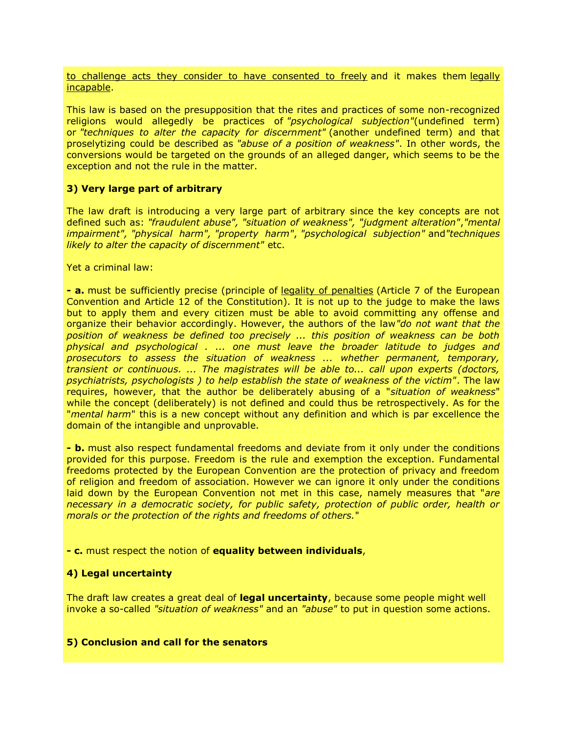to challenge acts they consider to have consented to freely and it makes them legally incapable.

This law is based on the presupposition that the rites and practices of some non-recognized religions would allegedly be practices of *"psychological subjection"*(undefined term) or *"techniques to alter the capacity for discernment"* (another undefined term) and that proselytizing could be described as *"abuse of a position of weakness"*. In other words, the conversions would be targeted on the grounds of an alleged danger, which seems to be the exception and not the rule in the matter.

**3) Very large part of arbitrary**

The law draft is introducing a very large part of arbitrary since the key concepts are not defined such as: *"fraudulent abuse", "situation of weakness", "judgment alteration","mental impairment", "physical harm", "property harm"*, *"psychological subjection"* and*"techniques likely to alter the capacity of discernment"* etc.

Yet a criminal law:

**- a.** must be sufficiently precise (principle of legality of penalties (Article 7 of the European Convention and Article 12 of the Constitution). It is not up to the judge to make the laws but to apply them and every citizen must be able to avoid committing any offense and organize their behavior accordingly. However, the authors of the law*"do not want that the position of weakness be defined too precisely ... this position of weakness can be both physical and psychological . ... one must leave the broader latitude to judges and prosecutors to assess the situation of weakness ... whether permanent, temporary, transient or continuous. ... The magistrates will be able to... call upon experts (doctors, psychiatrists, psychologists ) to help establish the state of weakness of the victim"*. The law requires, however, that the author be deliberately abusing of a "*situation of weakness*" while the concept (deliberately) is not defined and could thus be retrospectively. As for the "*mental harm*" this is a new concept without any definition and which is par excellence the domain of the intangible and unprovable.

**- b.** must also respect fundamental freedoms and deviate from it only under the conditions provided for this purpose. Freedom is the rule and exemption the exception. Fundamental freedoms protected by the European Convention are the protection of privacy and freedom of religion and freedom of association. However we can ignore it only under the conditions laid down by the European Convention not met in this case, namely measures that "*are necessary in a democratic society, for public safety, protection of public order, health or morals or the protection of the rights and freedoms of others.*"

**- c.** must respect the notion of **equality between individuals**,

**4) Legal uncertainty**

The draft law creates a great deal of **legal uncertainty**, because some people might well invoke a so-called *"situation of weakness"* and an *"abuse"* to put in question some actions.

**5) Conclusion and call for the senators**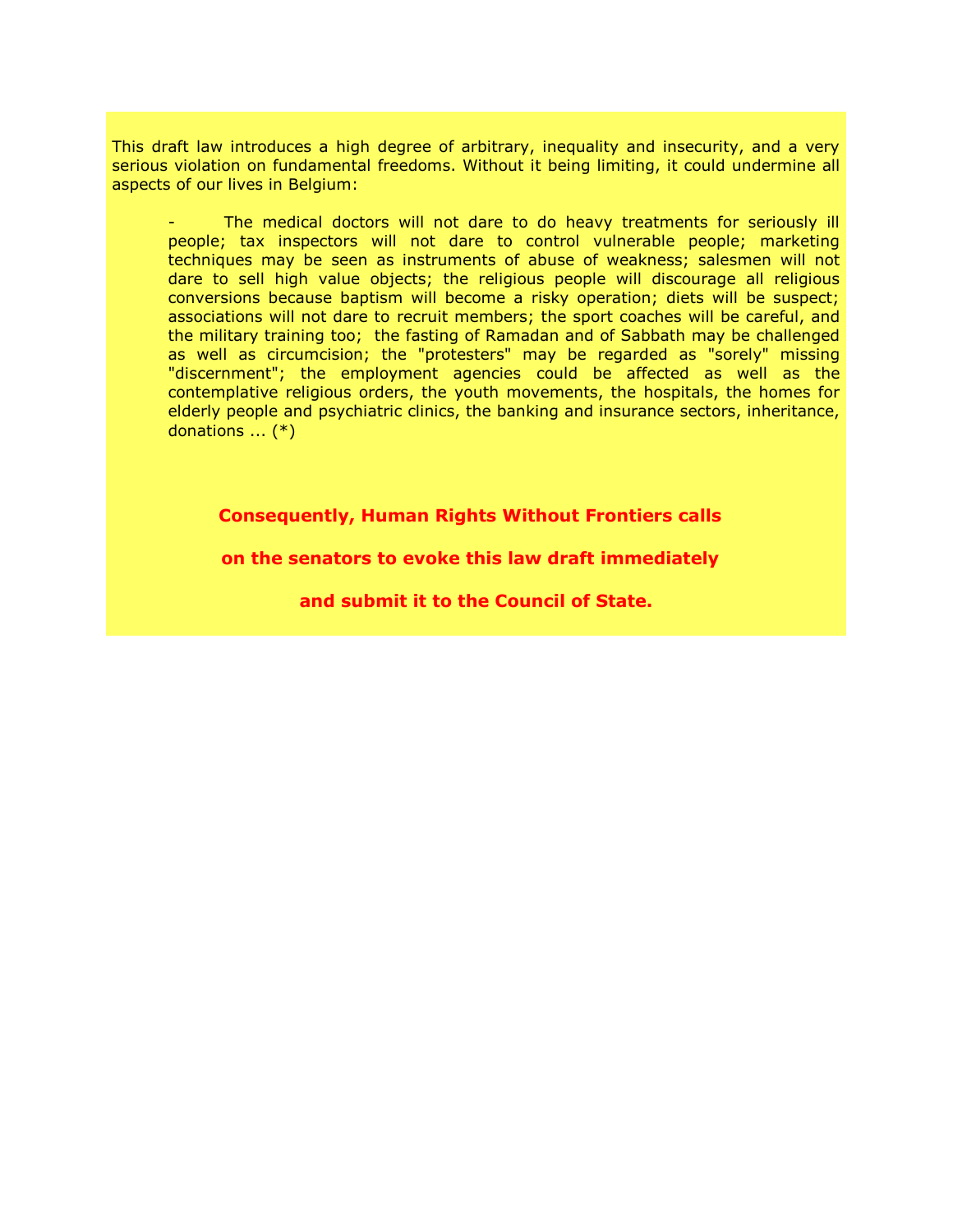This draft law introduces a high degree of arbitrary, inequality and insecurity, and a very serious violation on fundamental freedoms. Without it being limiting, it could undermine all aspects of our lives in Belgium:

- The medical doctors will not dare to do heavy treatments for seriously ill people; tax inspectors will not dare to control vulnerable people; marketing techniques may be seen as instruments of abuse of weakness; salesmen will not dare to sell high value objects; the religious people will discourage all religious conversions because baptism will become a risky operation; diets will be suspect; associations will not dare to recruit members; the sport coaches will be careful, and the military training too; the fasting of Ramadan and of Sabbath may be challenged as well as circumcision; the "protesters" may be regarded as "sorely" missing "discernment"; the employment agencies could be affected as well as the contemplative religious orders, the youth movements, the hospitals, the homes for elderly people and psychiatric clinics, the banking and insurance sectors, inheritance, donations ... (*)

**Consequently, Human Rights Without Frontiers calls**

**on the senators to evoke this law draft immediately**

**and submit it to the Council of State.**